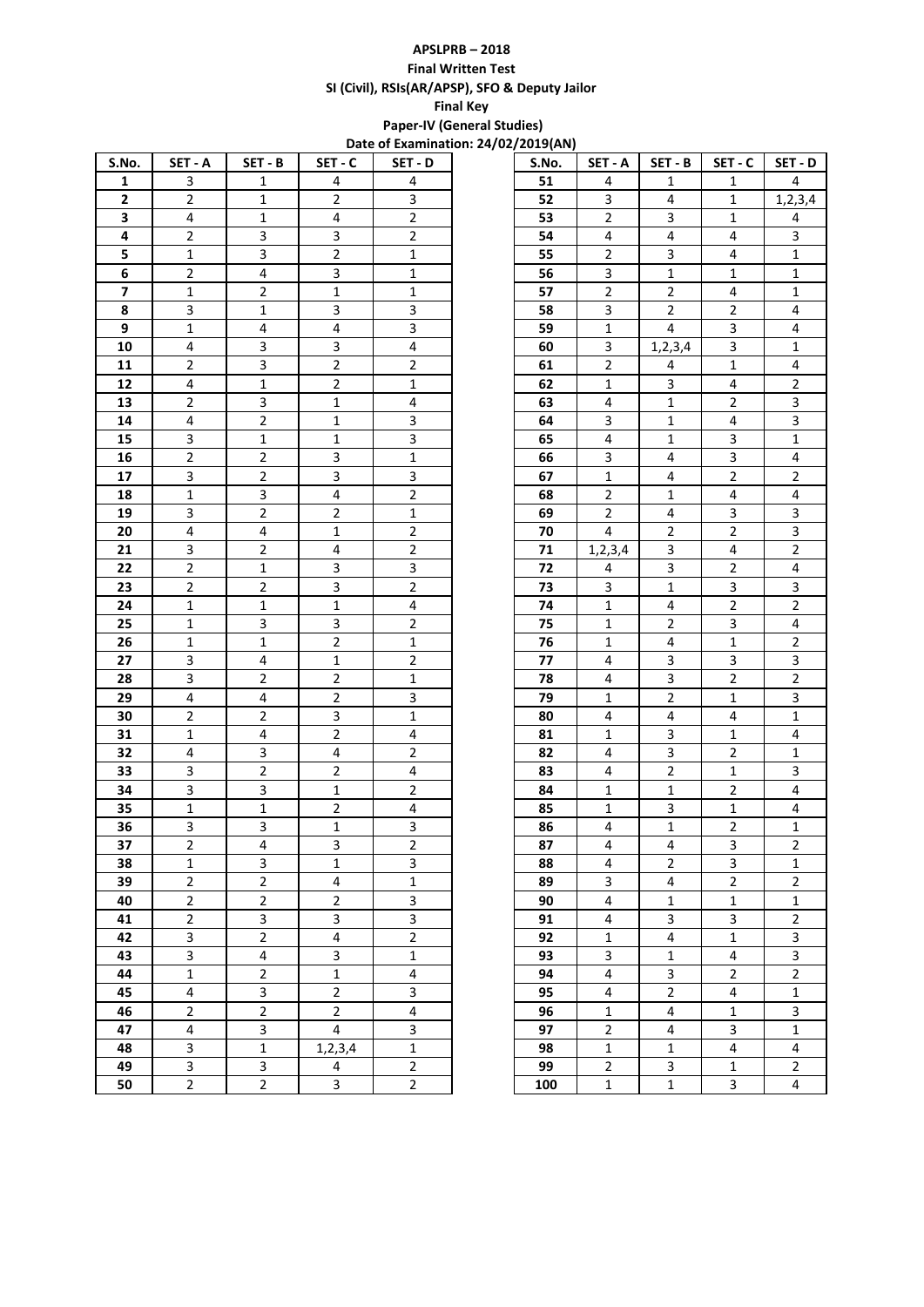**APSLPRB – 2018**

**Final Written Test**

**SI (Civil), RSIs(AR/APSP), SFO & Deputy Jailor**

**Final Key**

**Paper-IV (General Studies)**

**Date of Examination: 24/02/2019(AN)**

| S.No. | SET - A | SET - B | SET - C | SET - D |
|---|---|---|---|---|
| 1 | 3 | 1 | 4 | 4 |
| 2 | 2 | 1 | 2 | 3 |
| 3 | 4 | 1 | 4 | 2 |
| 4 | 2 | 3 | 3 | 2 |
| 5 | 1 | 3 | 2 | 1 |
| 6 | 2 | 4 | 3 | 1 |
| 7 | 1 | 2 | 1 | 1 |
| 8 | 3 | 1 | 3 | 3 |
| 9 | 1 | 4 | 4 | 3 |
| 10 | 4 | 3 | 3 | 4 |
| 11 | 2 | 3 | 2 | 2 |
| 12 | 4 | 1 | 2 | 1 |
| 13 | 2 | 3 | 1 | 4 |
| 14 | 4 | 2 | 1 | 3 |
| 15 | 3 | 1 | 1 | 3 |
| 16 | 2 | 2 | 3 | 1 |
| 17 | 3 | 2 | 3 | 3 |
| 18 | 1 | 3 | 4 | 2 |
| 19 | 3 | 2 | 2 | 1 |
| 20 | 4 | 4 | 1 | 2 |
| 21 | 3 | 2 | 4 | 2 |
| 22 | 2 | 1 | 3 | 3 |
| 23 | 2 | 2 | 3 | 2 |
| 24 | 1 | 1 | 1 | 4 |
| 25 | 1 | 3 | 3 | 2 |
| 26 | 1 | 1 | 2 | 1 |
| 27 | 3 | 4 | 1 | 2 |
| 28 | 3 | 2 | 2 | 1 |
| 29 | 4 | 4 | 2 | 3 |
| 30 | 2 | 2 | 3 | 1 |
| 31 | 1 | 4 | 2 | 4 |
| 32 | 4 | 3 | 4 | 2 |
| 33 | 3 | 2 | 2 | 4 |
| 34 | 3 | 3 | 1 | 2 |
| 35 | 1 | 1 | 2 | 4 |
| 36 | 3 | 3 | 1 | 3 |
| 37 | 2 | 4 | 3 | 2 |
| 38 | 1 | 3 | 1 | 3 |
| 39 | 2 | 2 | 4 | 1 |
| 40 | 2 | 2 | 2 | 3 |
| 41 | 2 | 3 | 3 | 3 |
| 42 | 3 | 2 | 4 | 2 |
| 43 | 3 | 4 | 3 | 1 |
| 44 | 1 | 2 | 1 | 4 |
| 45 | 4 | 3 | 2 | 3 |
| 46 | 2 | 2 | 2 | 4 |
| 47 | 4 | 3 | 4 | 3 |
| 48 | 3 | 1 | 1,2,3,4 | 1 |
| 49 | 3 | 3 | 4 | 2 |
| 50 | 2 | 2 | 3 | 2 |
| 51 | 4 | 1 | 1 | 4 |
| 52 | 3 | 4 | 1 | 1,2,3,4 |
| 53 | 2 | 3 | 1 | 4 |
| 54 | 4 | 4 | 4 | 3 |
| 55 | 2 | 3 | 4 | 1 |
| 56 | 3 | 1 | 1 | 1 |
| 57 | 2 | 2 | 4 | 1 |
| 58 | 3 | 2 | 2 | 4 |
| 59 | 1 | 4 | 3 | 4 |
| 60 | 3 | 1,2,3,4 | 3 | 1 |
| 61 | 2 | 4 | 1 | 4 |
| 62 | 1 | 3 | 4 | 2 |
| 63 | 4 | 1 | 2 | 3 |
| 64 | 3 | 1 | 4 | 3 |
| 65 | 4 | 1 | 3 | 1 |
| 66 | 3 | 4 | 3 | 4 |
| 67 | 1 | 4 | 2 | 2 |
| 68 | 2 | 1 | 4 | 4 |
| 69 | 2 | 4 | 3 | 3 |
| 70 | 4 | 2 | 2 | 3 |
| 71 | 1,2,3,4 | 3 | 4 | 2 |
| 72 | 4 | 3 | 2 | 4 |
| 73 | 3 | 1 | 3 | 3 |
| 74 | 1 | 4 | 2 | 2 |
| 75 | 1 | 2 | 3 | 4 |
| 76 | 1 | 4 | 1 | 2 |
| 77 | 4 | 3 | 3 | 3 |
| 78 | 4 | 3 | 2 | 2 |
| 79 | 1 | 2 | 1 | 3 |
| 80 | 4 | 4 | 4 | 1 |
| 81 | 1 | 3 | 1 | 4 |
| 82 | 4 | 3 | 2 | 1 |
| 83 | 4 | 2 | 1 | 3 |
| 84 | 1 | 1 | 2 | 4 |
| 85 | 1 | 3 | 1 | 4 |
| 86 | 4 | 1 | 2 | 1 |
| 87 | 4 | 4 | 3 | 2 |
| 88 | 4 | 2 | 3 | 1 |
| 89 | 3 | 4 | 2 | 2 |
| 90 | 4 | 1 | 1 | 1 |
| 91 | 4 | 3 | 3 | 2 |
| 92 | 1 | 4 | 1 | 3 |
| 93 | 3 | 1 | 4 | 3 |
| 94 | 4 | 3 | 2 | 2 |
| 95 | 4 | 2 | 4 | 1 |
| 96 | 1 | 4 | 1 | 3 |
| 97 | 2 | 4 | 3 | 1 |
| 98 | 1 | 1 | 4 | 4 |
| 99 | 2 | 3 | 1 | 2 |
| 100 | 1 | 1 | 3 | 4 |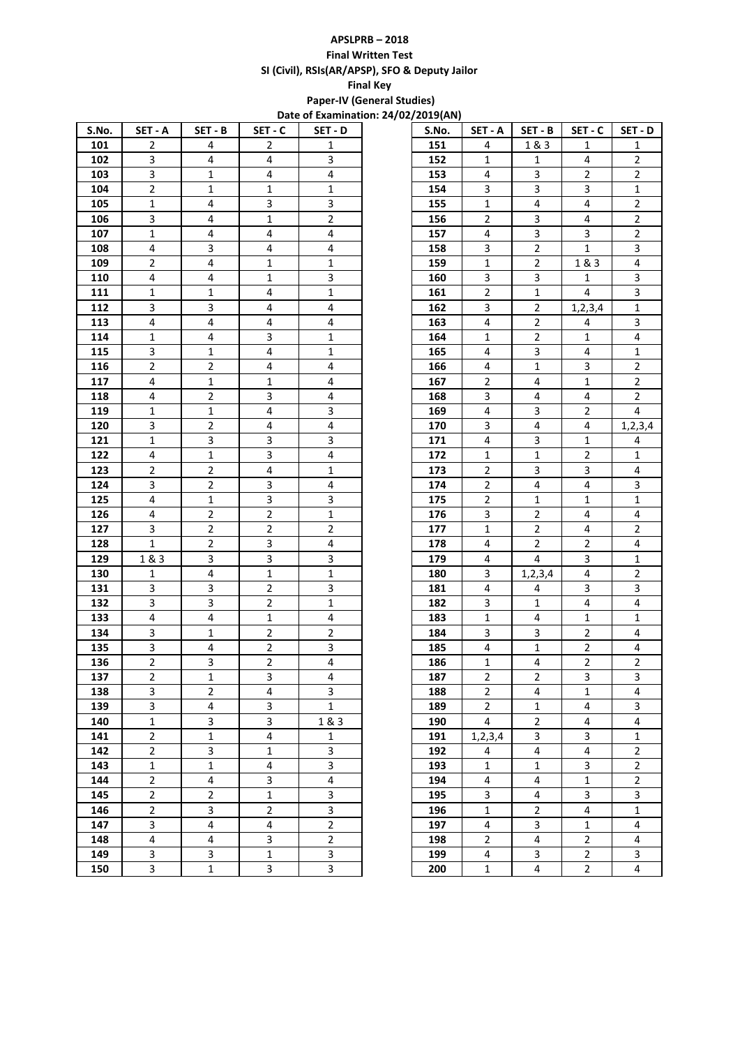**APSLPRB – 2018**

**Final Written Test**

**SI (Civil), RSIs(AR/APSP), SFO & Deputy Jailor**

**Final Key**

**Paper-IV (General Studies)**

**Date of Examination: 24/02/2019(AN)**

| S.No. | SET - A | SET - B | SET - C | SET - D |
|---|---|---|---|---|
| 101 | 2 | 4 | 2 | 1 |
| 102 | 3 | 4 | 4 | 3 |
| 103 | 3 | 1 | 4 | 4 |
| 104 | 2 | 1 | 1 | 1 |
| 105 | 1 | 4 | 3 | 3 |
| 106 | 3 | 4 | 1 | 2 |
| 107 | 1 | 4 | 4 | 4 |
| 108 | 4 | 3 | 4 | 4 |
| 109 | 2 | 4 | 1 | 1 |
| 110 | 4 | 4 | 1 | 3 |
| 111 | 1 | 1 | 4 | 1 |
| 112 | 3 | 3 | 4 | 4 |
| 113 | 4 | 4 | 4 | 4 |
| 114 | 1 | 4 | 3 | 1 |
| 115 | 3 | 1 | 4 | 1 |
| 116 | 2 | 2 | 4 | 4 |
| 117 | 4 | 1 | 1 | 4 |
| 118 | 4 | 2 | 3 | 4 |
| 119 | 1 | 1 | 4 | 3 |
| 120 | 3 | 2 | 4 | 4 |
| 121 | 1 | 3 | 3 | 3 |
| 122 | 4 | 1 | 3 | 4 |
| 123 | 2 | 2 | 4 | 1 |
| 124 | 3 | 2 | 3 | 4 |
| 125 | 4 | 1 | 3 | 3 |
| 126 | 4 | 2 | 2 | 1 |
| 127 | 3 | 2 | 2 | 2 |
| 128 | 1 | 2 | 3 | 4 |
| 129 | 1 & 3 | 3 | 3 | 3 |
| 130 | 1 | 4 | 1 | 1 |
| 131 | 3 | 3 | 2 | 3 |
| 132 | 3 | 3 | 2 | 1 |
| 133 | 4 | 4 | 1 | 4 |
| 134 | 3 | 1 | 2 | 2 |
| 135 | 3 | 4 | 2 | 3 |
| 136 | 2 | 3 | 2 | 4 |
| 137 | 2 | 1 | 3 | 4 |
| 138 | 3 | 2 | 4 | 3 |
| 139 | 3 | 4 | 3 | 1 |
| 140 | 1 | 3 | 3 | 1 & 3 |
| 141 | 2 | 1 | 4 | 1 |
| 142 | 2 | 3 | 1 | 3 |
| 143 | 1 | 1 | 4 | 3 |
| 144 | 2 | 4 | 3 | 4 |
| 145 | 2 | 2 | 1 | 3 |
| 146 | 2 | 3 | 2 | 3 |
| 147 | 3 | 4 | 4 | 2 |
| 148 | 4 | 4 | 3 | 2 |
| 149 | 3 | 3 | 1 | 3 |
| 150 | 3 | 1 | 3 | 3 |
| 151 | 4 | 1 & 3 | 1 | 1 |
| 152 | 1 | 1 | 4 | 2 |
| 153 | 4 | 3 | 2 | 2 |
| 154 | 3 | 3 | 3 | 1 |
| 155 | 1 | 4 | 4 | 2 |
| 156 | 2 | 3 | 4 | 2 |
| 157 | 4 | 3 | 3 | 2 |
| 158 | 3 | 2 | 1 | 3 |
| 159 | 1 | 2 | 1 & 3 | 4 |
| 160 | 3 | 3 | 1 | 3 |
| 161 | 2 | 1 | 4 | 3 |
| 162 | 3 | 2 | 1,2,3,4 | 1 |
| 163 | 4 | 2 | 4 | 3 |
| 164 | 1 | 2 | 1 | 4 |
| 165 | 4 | 3 | 4 | 1 |
| 166 | 4 | 1 | 3 | 2 |
| 167 | 2 | 4 | 1 | 2 |
| 168 | 3 | 4 | 4 | 2 |
| 169 | 4 | 3 | 2 | 4 |
| 170 | 3 | 4 | 4 | 1,2,3,4 |
| 171 | 4 | 3 | 1 | 4 |
| 172 | 1 | 1 | 2 | 1 |
| 173 | 2 | 3 | 3 | 4 |
| 174 | 2 | 4 | 4 | 3 |
| 175 | 2 | 1 | 1 | 1 |
| 176 | 3 | 2 | 4 | 4 |
| 177 | 1 | 2 | 4 | 2 |
| 178 | 4 | 2 | 2 | 4 |
| 179 | 4 | 4 | 3 | 1 |
| 180 | 3 | 1,2,3,4 | 4 | 2 |
| 181 | 4 | 4 | 3 | 3 |
| 182 | 3 | 1 | 4 | 4 |
| 183 | 1 | 4 | 1 | 1 |
| 184 | 3 | 3 | 2 | 4 |
| 185 | 4 | 1 | 2 | 4 |
| 186 | 1 | 4 | 2 | 2 |
| 187 | 2 | 2 | 3 | 3 |
| 188 | 2 | 4 | 1 | 4 |
| 189 | 2 | 1 | 4 | 3 |
| 190 | 4 | 2 | 4 | 4 |
| 191 | 1,2,3,4 | 3 | 3 | 1 |
| 192 | 4 | 4 | 4 | 2 |
| 193 | 1 | 1 | 3 | 2 |
| 194 | 4 | 4 | 1 | 2 |
| 195 | 3 | 4 | 3 | 3 |
| 196 | 1 | 2 | 4 | 1 |
| 197 | 4 | 3 | 1 | 4 |
| 198 | 2 | 4 | 2 | 4 |
| 199 | 4 | 3 | 2 | 3 |
| 200 | 1 | 4 | 2 | 4 |